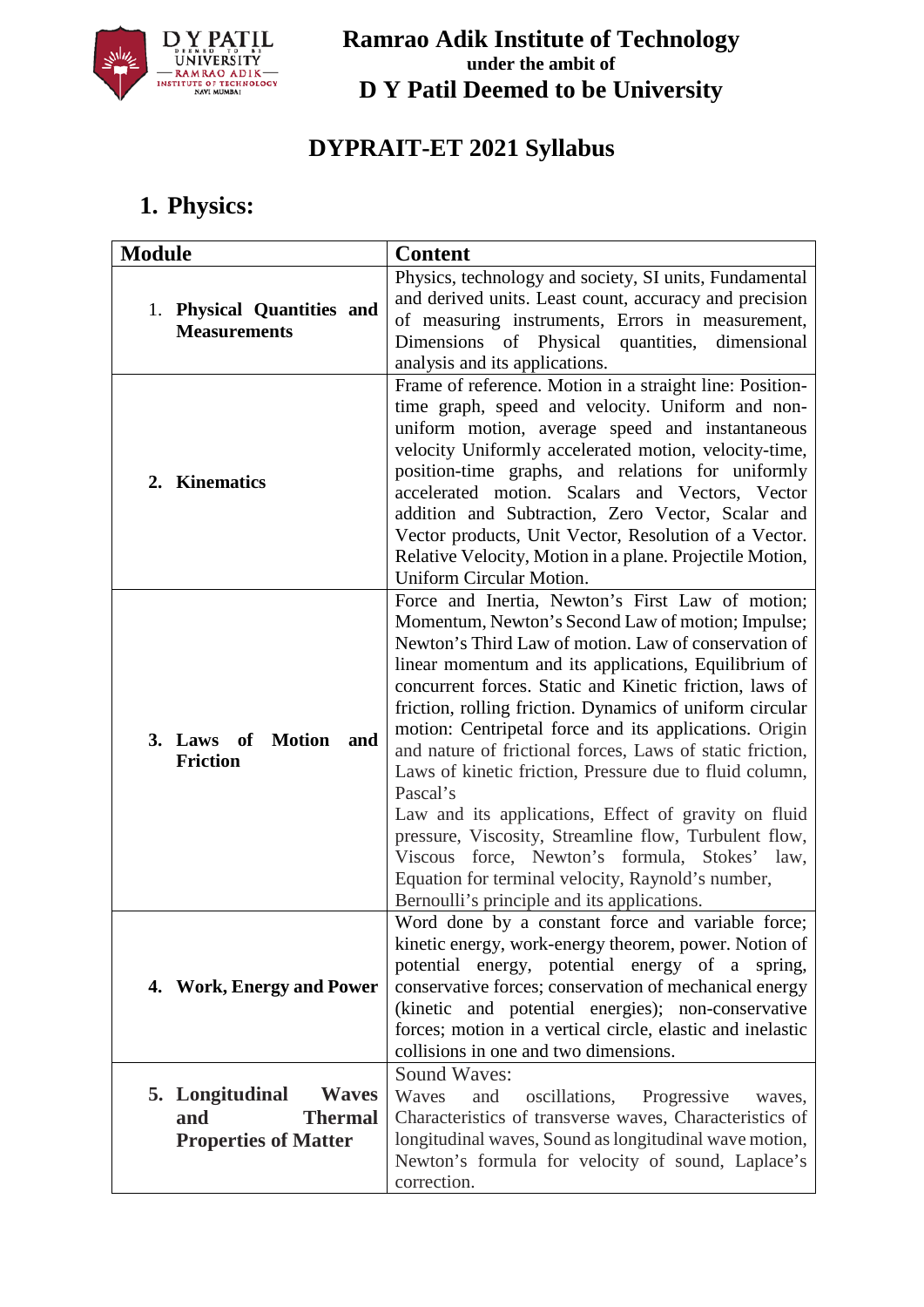# Ramrao Adik Institute of Technology
**under the ambit of**
# D Y Patil Deemed to be University

## DYPRAIT-ET 2021 Syllabus

## 1. Physics:

| Module | Content |
|---|---|
| 1. **Physical Quantities and Measurements** | Physics, technology and society, SI units, Fundamental and derived units. Least count, accuracy and precision of measuring instruments, Errors in measurement, Dimensions of Physical quantities, dimensional analysis and its applications. |
| 2. **Kinematics** | Frame of reference. Motion in a straight line: Position-time graph, speed and velocity. Uniform and non-uniform motion, average speed and instantaneous velocity Uniformly accelerated motion, velocity-time, position-time graphs, and relations for uniformly accelerated motion. Scalars and Vectors, Vector addition and Subtraction, Zero Vector, Scalar and Vector products, Unit Vector, Resolution of a Vector. Relative Velocity, Motion in a plane. Projectile Motion, Uniform Circular Motion. |
| 3. **Laws of Motion and Friction** | Force and Inertia, Newton's First Law of motion; Momentum, Newton's Second Law of motion; Impulse; Newton's Third Law of motion. Law of conservation of linear momentum and its applications, Equilibrium of concurrent forces. Static and Kinetic friction, laws of friction, rolling friction. Dynamics of uniform circular motion: Centripetal force and its applications. Origin and nature of frictional forces, Laws of static friction, Laws of kinetic friction, Pressure due to fluid column, Pascal's Law and its applications, Effect of gravity on fluid pressure, Viscosity, Streamline flow, Turbulent flow, Viscous force, Newton's formula, Stokes' law, Equation for terminal velocity, Raynold's number, Bernoulli's principle and its applications. |
| 4. **Work, Energy and Power** | Word done by a constant force and variable force; kinetic energy, work-energy theorem, power. Notion of potential energy, potential energy of a spring, conservative forces; conservation of mechanical energy (kinetic and potential energies); non-conservative forces; motion in a vertical circle, elastic and inelastic collisions in one and two dimensions. |
| 5. **Longitudinal Waves and Thermal Properties of Matter** | Sound Waves:<br>Waves and oscillations, Progressive waves, Characteristics of transverse waves, Characteristics of longitudinal waves, Sound as longitudinal wave motion, Newton's formula for velocity of sound, Laplace's correction. |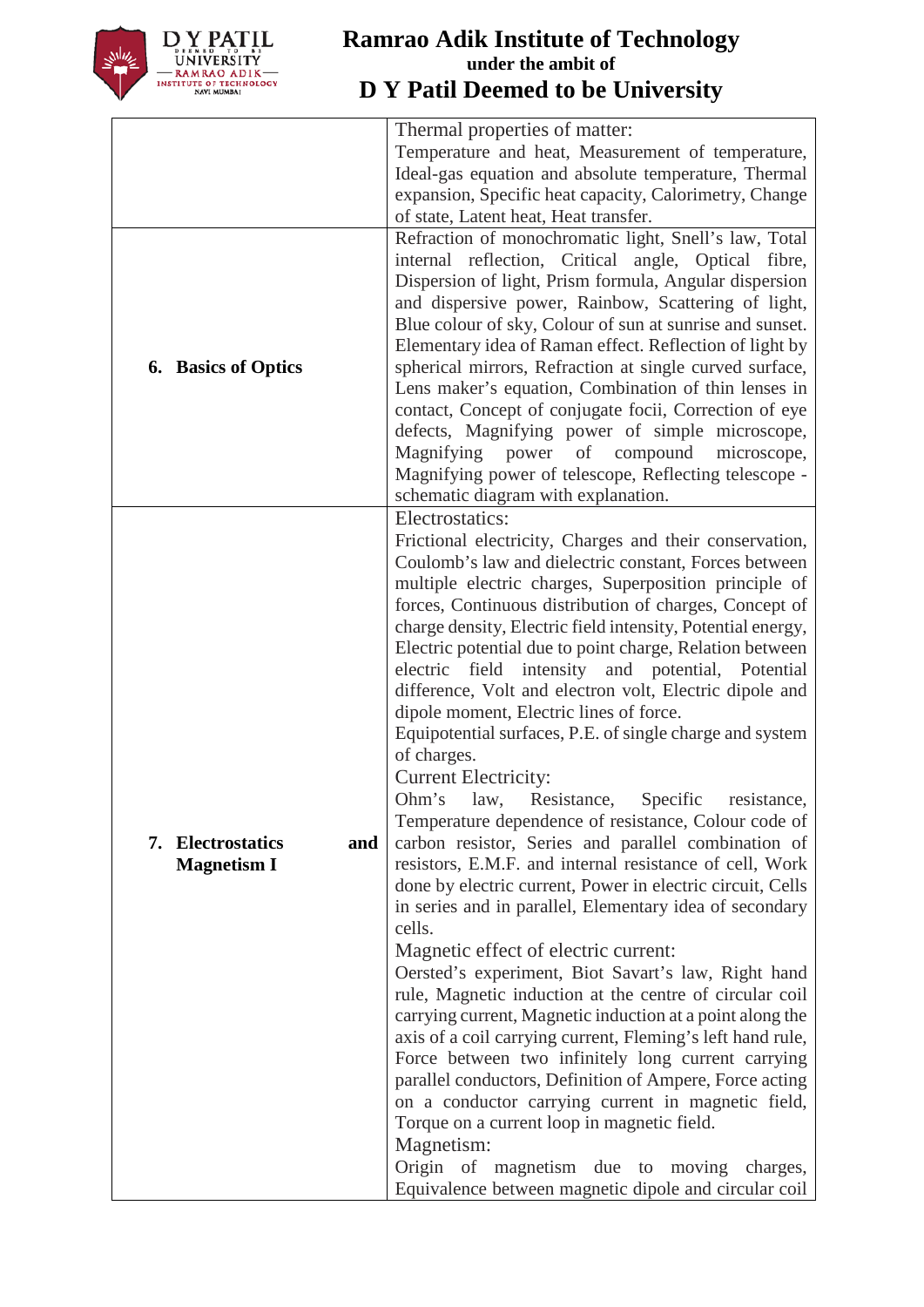|  |  |
|---|---|
|  | Thermal properties of matter:<br>Temperature and heat, Measurement of temperature, Ideal-gas equation and absolute temperature, Thermal expansion, Specific heat capacity, Calorimetry, Change of state, Latent heat, Heat transfer. |
| **6. Basics of Optics** | Refraction of monochromatic light, Snell's law, Total internal reflection, Critical angle, Optical fibre, Dispersion of light, Prism formula, Angular dispersion and dispersive power, Rainbow, Scattering of light, Blue colour of sky, Colour of sun at sunrise and sunset. Elementary idea of Raman effect. Reflection of light by spherical mirrors, Refraction at single curved surface, Lens maker's equation, Combination of thin lenses in contact, Concept of conjugate focii, Correction of eye defects, Magnifying power of simple microscope, Magnifying power of compound microscope, Magnifying power of telescope, Reflecting telescope - schematic diagram with explanation. |
| **7. Electrostatics and Magnetism I** | Electrostatics:<br>Frictional electricity, Charges and their conservation, Coulomb's law and dielectric constant, Forces between multiple electric charges, Superposition principle of forces, Continuous distribution of charges, Concept of charge density, Electric field intensity, Potential energy, Electric potential due to point charge, Relation between electric field intensity and potential, Potential difference, Volt and electron volt, Electric dipole and dipole moment, Electric lines of force.<br>Equipotential surfaces, P.E. of single charge and system of charges.<br>Current Electricity:<br>Ohm's law, Resistance, Specific resistance, Temperature dependence of resistance, Colour code of carbon resistor, Series and parallel combination of resistors, E.M.F. and internal resistance of cell, Work done by electric current, Power in electric circuit, Cells in series and in parallel, Elementary idea of secondary cells.<br>Magnetic effect of electric current:<br>Oersted's experiment, Biot Savart's law, Right hand rule, Magnetic induction at the centre of circular coil carrying current, Magnetic induction at a point along the axis of a coil carrying current, Fleming's left hand rule, Force between two infinitely long current carrying parallel conductors, Definition of Ampere, Force acting on a conductor carrying current in magnetic field, Torque on a current loop in magnetic field.<br>Magnetism:<br>Origin of magnetism due to moving charges, Equivalence between magnetic dipole and circular coil |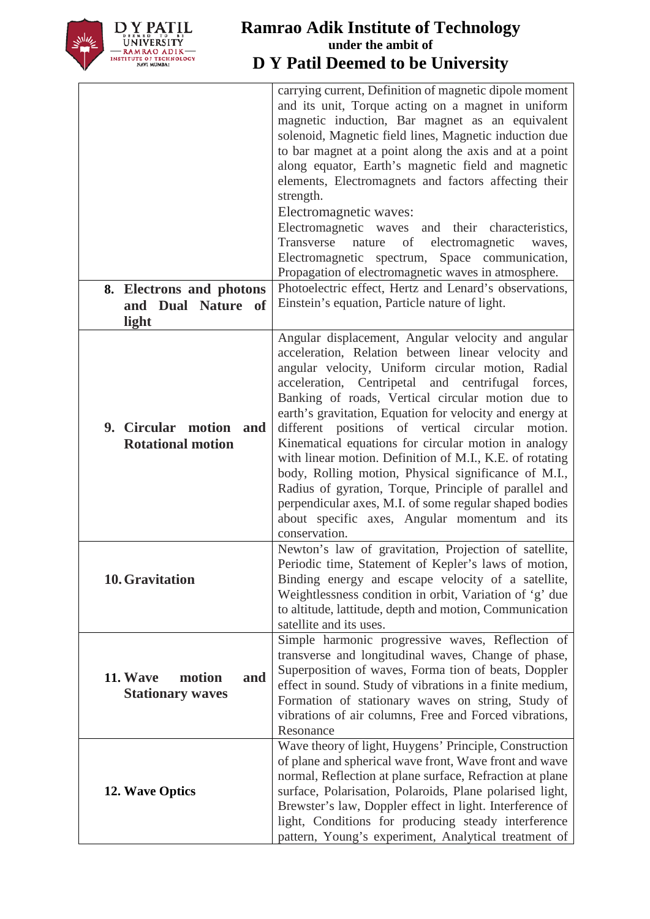| | |
|---|---|
| | carrying current, Definition of magnetic dipole moment and its unit, Torque acting on a magnet in uniform magnetic induction, Bar magnet as an equivalent solenoid, Magnetic field lines, Magnetic induction due to bar magnet at a point along the axis and at a point along equator, Earth's magnetic field and magnetic elements, Electromagnets and factors affecting their strength. Electromagnetic waves: Electromagnetic waves and their characteristics, Transverse nature of electromagnetic waves, Electromagnetic spectrum, Space communication, Propagation of electromagnetic waves in atmosphere. |
| **8. Electrons and photons and Dual Nature of light** | Photoelectric effect, Hertz and Lenard's observations, Einstein's equation, Particle nature of light. |
| **9. Circular motion and Rotational motion** | Angular displacement, Angular velocity and angular acceleration, Relation between linear velocity and angular velocity, Uniform circular motion, Radial acceleration, Centripetal and centrifugal forces, Banking of roads, Vertical circular motion due to earth's gravitation, Equation for velocity and energy at different positions of vertical circular motion. Kinematical equations for circular motion in analogy with linear motion. Definition of M.I., K.E. of rotating body, Rolling motion, Physical significance of M.I., Radius of gyration, Torque, Principle of parallel and perpendicular axes, M.I. of some regular shaped bodies about specific axes, Angular momentum and its conservation. |
| **10. Gravitation** | Newton's law of gravitation, Projection of satellite, Periodic time, Statement of Kepler's laws of motion, Binding energy and escape velocity of a satellite, Weightlessness condition in orbit, Variation of 'g' due to altitude, lattitude, depth and motion, Communication satellite and its uses. |
| **11. Wave motion and Stationary waves** | Simple harmonic progressive waves, Reflection of transverse and longitudinal waves, Change of phase, Superposition of waves, Forma tion of beats, Doppler effect in sound. Study of vibrations in a finite medium, Formation of stationary waves on string, Study of vibrations of air columns, Free and Forced vibrations, Resonance |
| **12. Wave Optics** | Wave theory of light, Huygens' Principle, Construction of plane and spherical wave front, Wave front and wave normal, Reflection at plane surface, Refraction at plane surface, Polarisation, Polaroids, Plane polarised light, Brewster's law, Doppler effect in light. Interference of light, Conditions for producing steady interference pattern, Young's experiment, Analytical treatment of |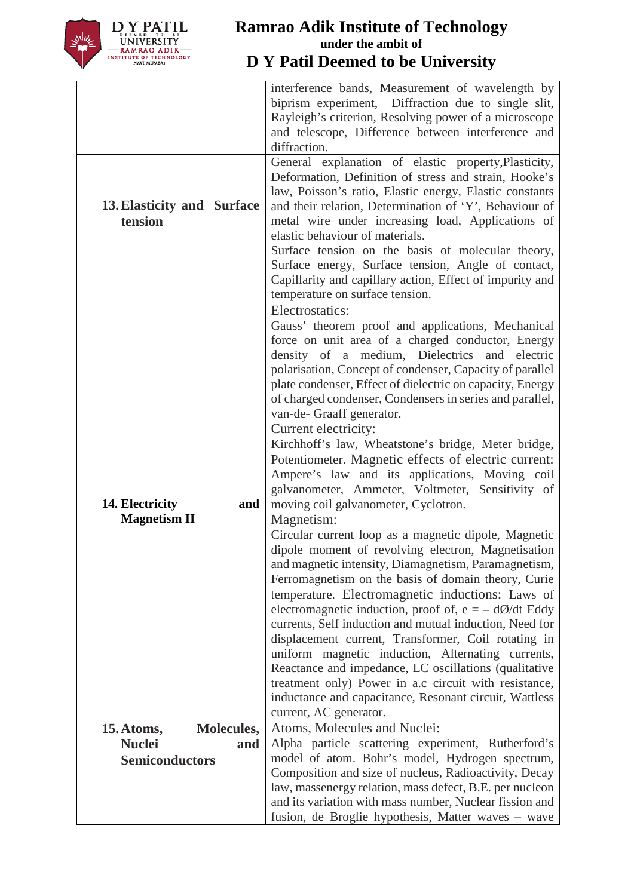| | |
|---|---|
| | interference bands, Measurement of wavelength by biprism experiment, Diffraction due to single slit, Rayleigh's criterion, Resolving power of a microscope and telescope, Difference between interference and diffraction. |
| **13. Elasticity and Surface tension** | General explanation of elastic property,Plasticity, Deformation, Definition of stress and strain, Hooke's law, Poisson's ratio, Elastic energy, Elastic constants and their relation, Determination of 'Y', Behaviour of metal wire under increasing load, Applications of elastic behaviour of materials.<br>Surface tension on the basis of molecular theory, Surface energy, Surface tension, Angle of contact, Capillarity and capillary action, Effect of impurity and temperature on surface tension. |
| **14. Electricity and Magnetism II** | Electrostatics:<br>Gauss' theorem proof and applications, Mechanical force on unit area of a charged conductor, Energy density of a medium, Dielectrics and electric polarisation, Concept of condenser, Capacity of parallel plate condenser, Effect of dielectric on capacity, Energy of charged condenser, Condensers in series and parallel, van-de- Graaff generator.<br>Current electricity:<br>Kirchhoff's law, Wheatstone's bridge, Meter bridge, Potentiometer. Magnetic effects of electric current: Ampere's law and its applications, Moving coil galvanometer, Ammeter, Voltmeter, Sensitivity of moving coil galvanometer, Cyclotron.<br>Magnetism:<br>Circular current loop as a magnetic dipole, Magnetic dipole moment of revolving electron, Magnetisation and magnetic intensity, Diamagnetism, Paramagnetism, Ferromagnetism on the basis of domain theory, Curie temperature. Electromagnetic inductions: Laws of electromagnetic induction, proof of, $e = -d\text{Ø}/dt$ Eddy currents, Self induction and mutual induction, Need for displacement current, Transformer, Coil rotating in uniform magnetic induction, Alternating currents, Reactance and impedance, LC oscillations (qualitative treatment only) Power in a.c circuit with resistance, inductance and capacitance, Resonant circuit, Wattless current, AC generator. |
| **15. Atoms, Molecules, Nuclei and Semiconductors** | Atoms, Molecules and Nuclei:<br>Alpha particle scattering experiment, Rutherford's model of atom. Bohr's model, Hydrogen spectrum, Composition and size of nucleus, Radioactivity, Decay law, massenergy relation, mass defect, B.E. per nucleon and its variation with mass number, Nuclear fission and fusion, de Broglie hypothesis, Matter waves – wave |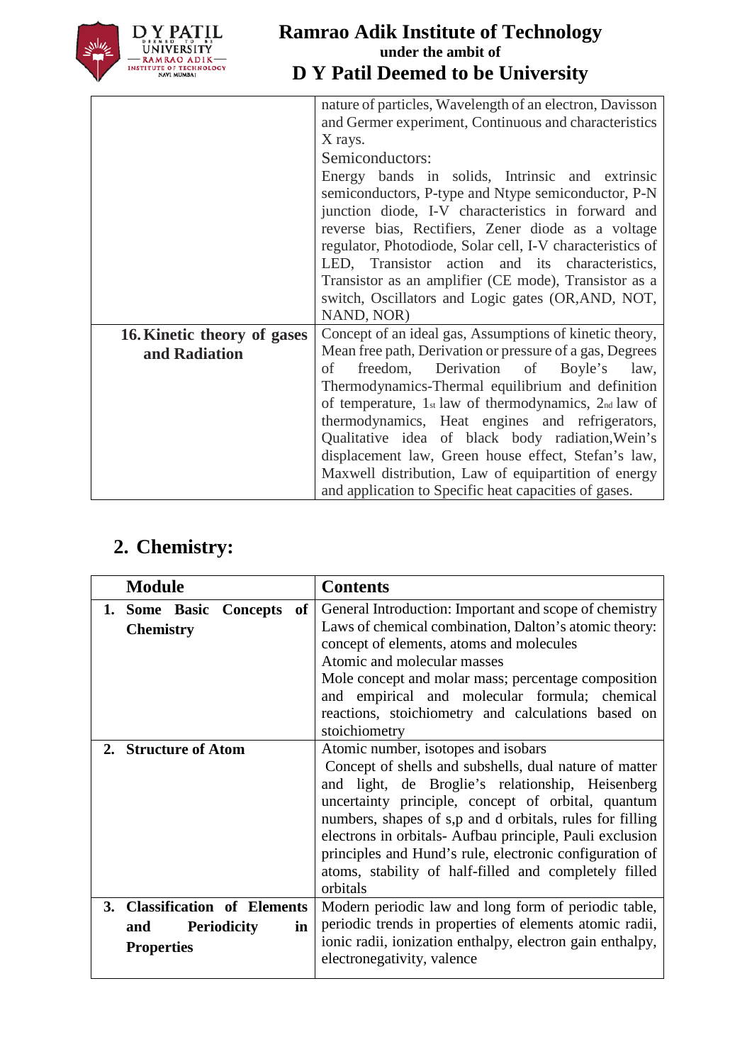| | |
|---|---|
| | nature of particles, Wavelength of an electron, Davisson and Germer experiment, Continuous and characteristics X rays.<br>Semiconductors:<br>Energy bands in solids, Intrinsic and extrinsic semiconductors, P-type and Ntype semiconductor, P-N junction diode, I-V characteristics in forward and reverse bias, Rectifiers, Zener diode as a voltage regulator, Photodiode, Solar cell, I-V characteristics of LED, Transistor action and its characteristics, Transistor as an amplifier (CE mode), Transistor as a switch, Oscillators and Logic gates (OR,AND, NOT, NAND, NOR) |
| **16. Kinetic theory of gases and Radiation** | Concept of an ideal gas, Assumptions of kinetic theory, Mean free path, Derivation or pressure of a gas, Degrees of freedom, Derivation of Boyle's law, Thermodynamics-Thermal equilibrium and definition of temperature, 1st law of thermodynamics, 2nd law of thermodynamics, Heat engines and refrigerators, Qualitative idea of black body radiation,Wein's displacement law, Green house effect, Stefan's law, Maxwell distribution, Law of equipartition of energy and application to Specific heat capacities of gases. |

## 2. Chemistry:

| Module | Contents |
|---|---|
| **1. Some Basic Concepts of Chemistry** | General Introduction: Important and scope of chemistry Laws of chemical combination, Dalton's atomic theory: concept of elements, atoms and molecules<br>Atomic and molecular masses<br>Mole concept and molar mass; percentage composition and empirical and molecular formula; chemical reactions, stoichiometry and calculations based on stoichiometry |
| **2. Structure of Atom** | Atomic number, isotopes and isobars<br>Concept of shells and subshells, dual nature of matter and light, de Broglie's relationship, Heisenberg uncertainty principle, concept of orbital, quantum numbers, shapes of s,p and d orbitals, rules for filling electrons in orbitals- Aufbau principle, Pauli exclusion principles and Hund's rule, electronic configuration of atoms, stability of half-filled and completely filled orbitals |
| **3. Classification of Elements and Periodicity in Properties** | Modern periodic law and long form of periodic table, periodic trends in properties of elements atomic radii, ionic radii, ionization enthalpy, electron gain enthalpy, electronegativity, valence |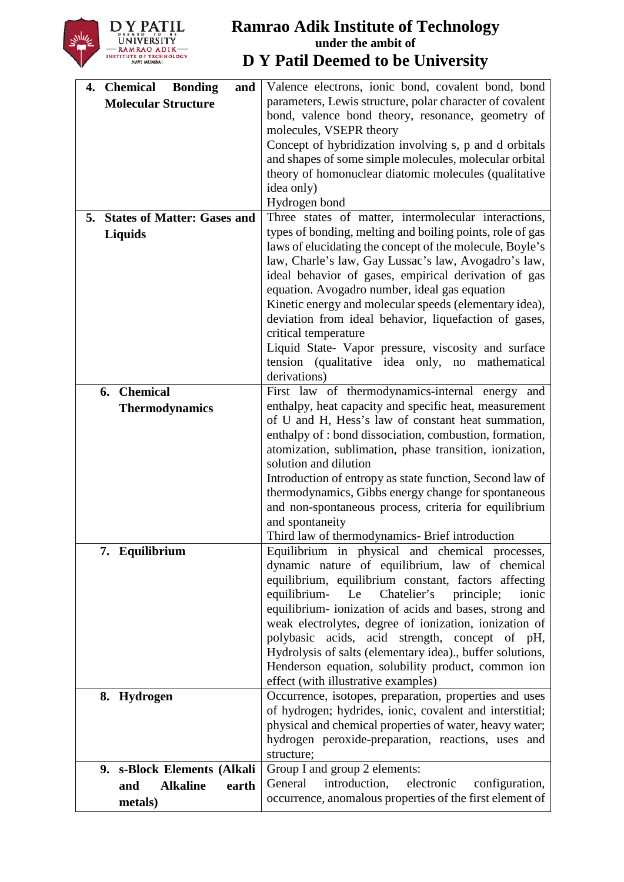| | |
|---|---|
| **4. Chemical Bonding and Molecular Structure** | Valence electrons, ionic bond, covalent bond, bond parameters, Lewis structure, polar character of covalent bond, valence bond theory, resonance, geometry of molecules, VSEPR theory<br>Concept of hybridization involving s, p and d orbitals and shapes of some simple molecules, molecular orbital theory of homonuclear diatomic molecules (qualitative idea only)<br>Hydrogen bond |
| **5. States of Matter: Gases and Liquids** | Three states of matter, intermolecular interactions, types of bonding, melting and boiling points, role of gas laws of elucidating the concept of the molecule, Boyle's law, Charle's law, Gay Lussac's law, Avogadro's law, ideal behavior of gases, empirical derivation of gas equation. Avogadro number, ideal gas equation<br>Kinetic energy and molecular speeds (elementary idea), deviation from ideal behavior, liquefaction of gases, critical temperature<br>Liquid State- Vapor pressure, viscosity and surface tension (qualitative idea only, no mathematical derivations) |
| **6. Chemical Thermodynamics** | First law of thermodynamics-internal energy and enthalpy, heat capacity and specific heat, measurement of U and H, Hess's law of constant heat summation, enthalpy of : bond dissociation, combustion, formation, atomization, sublimation, phase transition, ionization, solution and dilution<br>Introduction of entropy as state function, Second law of thermodynamics, Gibbs energy change for spontaneous and non-spontaneous process, criteria for equilibrium and spontaneity<br>Third law of thermodynamics- Brief introduction |
| **7. Equilibrium** | Equilibrium in physical and chemical processes, dynamic nature of equilibrium, law of chemical equilibrium, equilibrium constant, factors affecting equilibrium- Le Chatelier's principle; ionic equilibrium- ionization of acids and bases, strong and weak electrolytes, degree of ionization, ionization of polybasic acids, acid strength, concept of pH, Hydrolysis of salts (elementary idea)., buffer solutions, Henderson equation, solubility product, common ion effect (with illustrative examples) |
| **8. Hydrogen** | Occurrence, isotopes, preparation, properties and uses of hydrogen; hydrides, ionic, covalent and interstitial; physical and chemical properties of water, heavy water; hydrogen peroxide-preparation, reactions, uses and structure; |
| **9. s-Block Elements (Alkali and Alkaline earth metals)** | Group I and group 2 elements:<br>General introduction, electronic configuration, occurrence, anomalous properties of the first element of |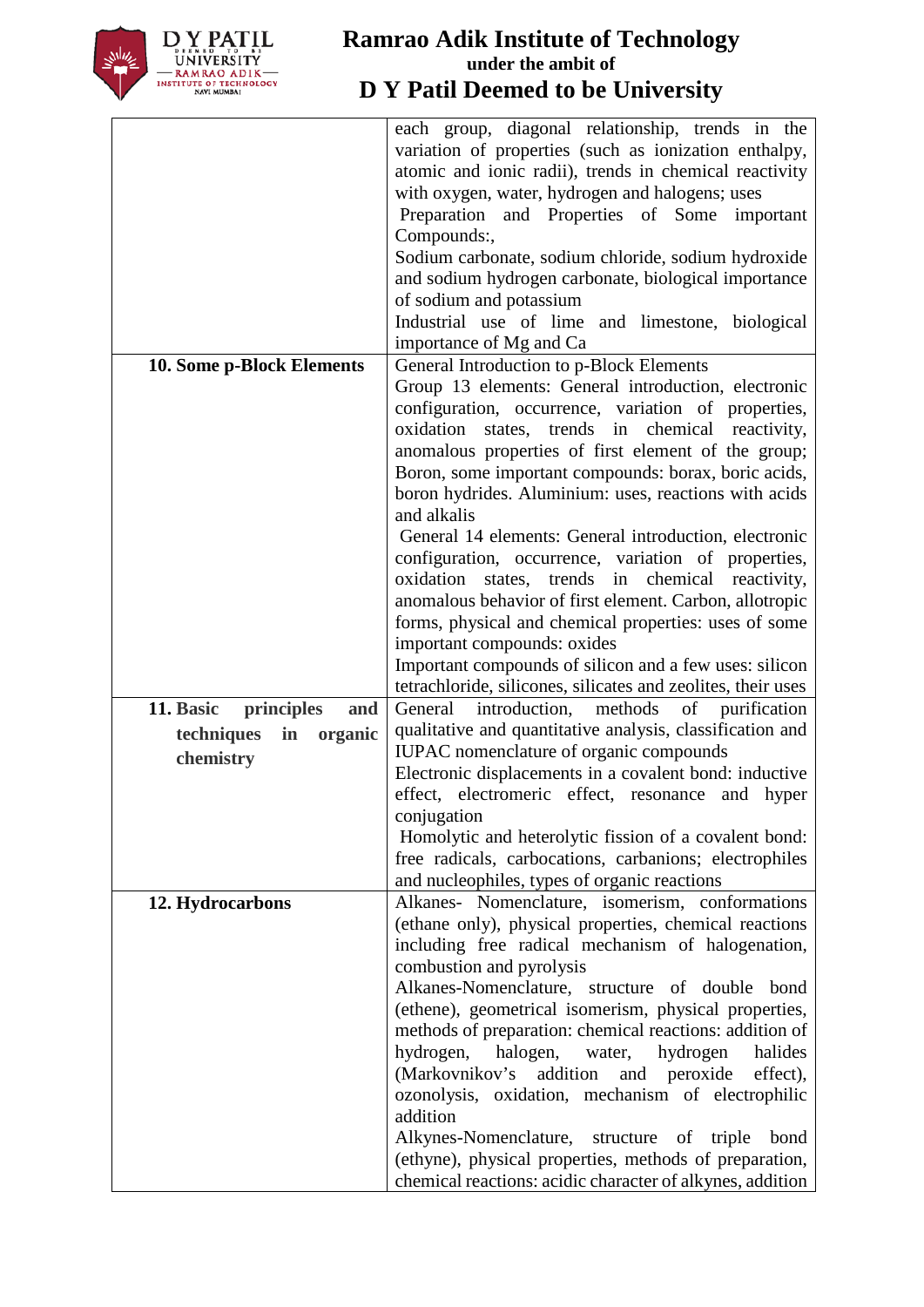| | |
|---|---|
| | each group, diagonal relationship, trends in the variation of properties (such as ionization enthalpy, atomic and ionic radii), trends in chemical reactivity with oxygen, water, hydrogen and halogens; uses<br>Preparation and Properties of Some important Compounds:,<br>Sodium carbonate, sodium chloride, sodium hydroxide and sodium hydrogen carbonate, biological importance of sodium and potassium<br>Industrial use of lime and limestone, biological importance of Mg and Ca |
| **10. Some p-Block Elements** | General Introduction to p-Block Elements<br>Group 13 elements: General introduction, electronic configuration, occurrence, variation of properties, oxidation states, trends in chemical reactivity, anomalous properties of first element of the group; Boron, some important compounds: borax, boric acids, boron hydrides. Aluminium: uses, reactions with acids and alkalis<br>General 14 elements: General introduction, electronic configuration, occurrence, variation of properties, oxidation states, trends in chemical reactivity, anomalous behavior of first element. Carbon, allotropic forms, physical and chemical properties: uses of some important compounds: oxides<br>Important compounds of silicon and a few uses: silicon tetrachloride, silicones, silicates and zeolites, their uses |
| **11. Basic principles and techniques in organic chemistry** | General introduction, methods of purification qualitative and quantitative analysis, classification and IUPAC nomenclature of organic compounds<br>Electronic displacements in a covalent bond: inductive effect, electromeric effect, resonance and hyper conjugation<br>Homolytic and heterolytic fission of a covalent bond: free radicals, carbocations, carbanions; electrophiles and nucleophiles, types of organic reactions |
| **12. Hydrocarbons** | Alkanes- Nomenclature, isomerism, conformations (ethane only), physical properties, chemical reactions including free radical mechanism of halogenation, combustion and pyrolysis<br>Alkanes-Nomenclature, structure of double bond (ethene), geometrical isomerism, physical properties, methods of preparation: chemical reactions: addition of hydrogen, halogen, water, hydrogen halides (Markovnikov's addition and peroxide effect), ozonolysis, oxidation, mechanism of electrophilic addition<br>Alkynes-Nomenclature, structure of triple bond (ethyne), physical properties, methods of preparation, chemical reactions: acidic character of alkynes, addition |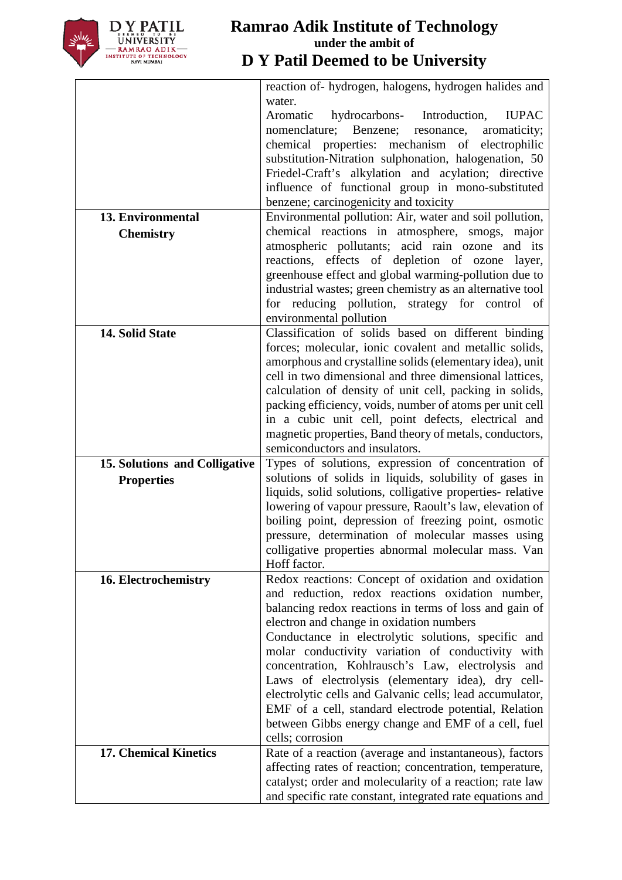|  |  |
| --- | --- |
|  | reaction of- hydrogen, halogens, hydrogen halides and water. Aromatic hydrocarbons- Introduction, IUPAC nomenclature; Benzene; resonance, aromaticity; chemical properties: mechanism of electrophilic substitution-Nitration sulphonation, halogenation, 50 Friedel-Craft's alkylation and acylation; directive influence of functional group in mono-substituted benzene; carcinogenicity and toxicity |
| **13. Environmental Chemistry** | Environmental pollution: Air, water and soil pollution, chemical reactions in atmosphere, smogs, major atmospheric pollutants; acid rain ozone and its reactions, effects of depletion of ozone layer, greenhouse effect and global warming-pollution due to industrial wastes; green chemistry as an alternative tool for reducing pollution, strategy for control of environmental pollution |
| **14. Solid State** | Classification of solids based on different binding forces; molecular, ionic covalent and metallic solids, amorphous and crystalline solids (elementary idea), unit cell in two dimensional and three dimensional lattices, calculation of density of unit cell, packing in solids, packing efficiency, voids, number of atoms per unit cell in a cubic unit cell, point defects, electrical and magnetic properties, Band theory of metals, conductors, semiconductors and insulators. |
| **15. Solutions and Colligative Properties** | Types of solutions, expression of concentration of solutions of solids in liquids, solubility of gases in liquids, solid solutions, colligative properties- relative lowering of vapour pressure, Raoult's law, elevation of boiling point, depression of freezing point, osmotic pressure, determination of molecular masses using colligative properties abnormal molecular mass. Van Hoff factor. |
| **16. Electrochemistry** | Redox reactions: Concept of oxidation and oxidation and reduction, redox reactions oxidation number, balancing redox reactions in terms of loss and gain of electron and change in oxidation numbers Conductance in electrolytic solutions, specific and molar conductivity variation of conductivity with concentration, Kohlrausch's Law, electrolysis and Laws of electrolysis (elementary idea), dry cell-electrolytic cells and Galvanic cells; lead accumulator, EMF of a cell, standard electrode potential, Relation between Gibbs energy change and EMF of a cell, fuel cells; corrosion |
| **17. Chemical Kinetics** | Rate of a reaction (average and instantaneous), factors affecting rates of reaction; concentration, temperature, catalyst; order and molecularity of a reaction; rate law and specific rate constant, integrated rate equations and |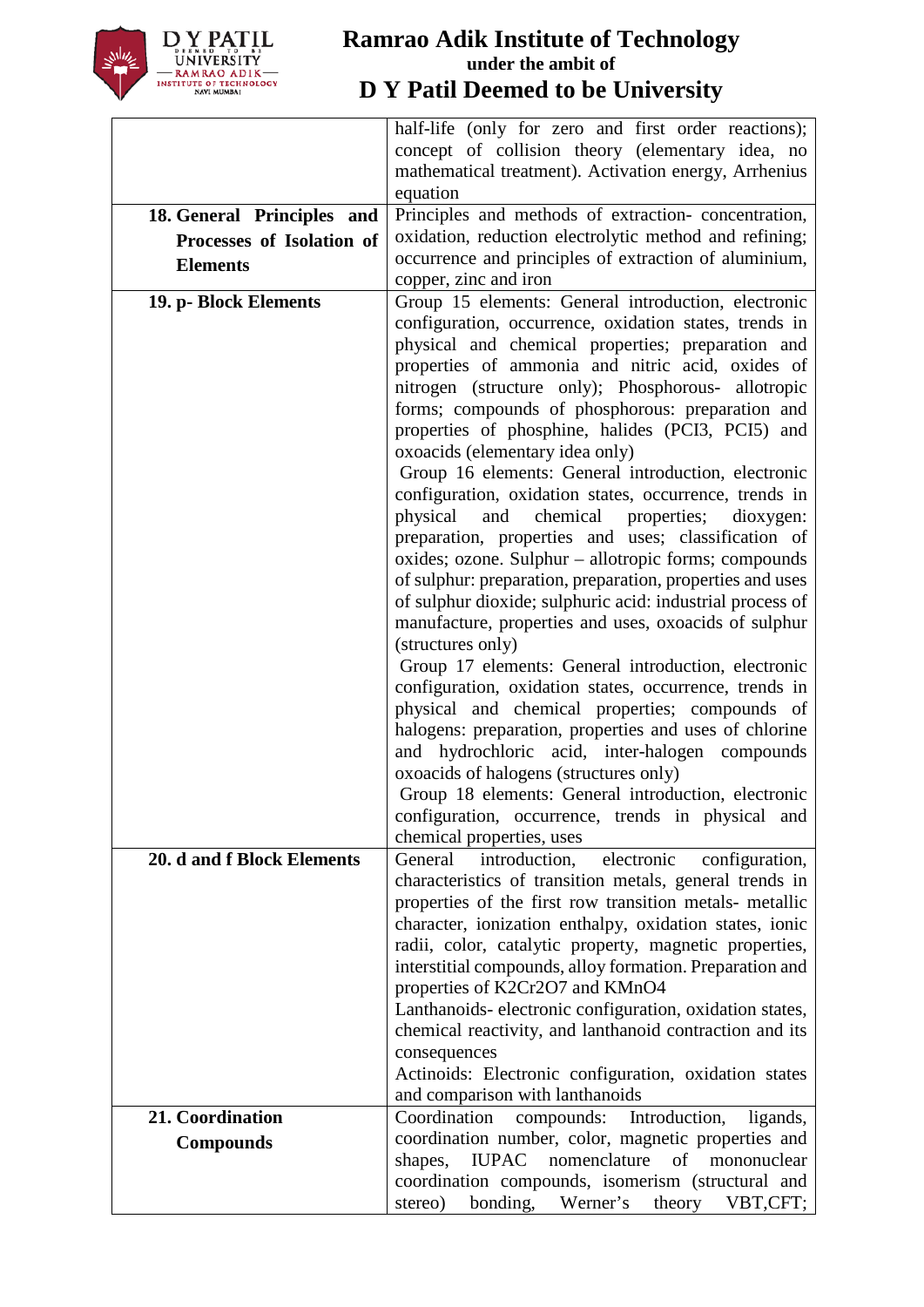| | |
|---|---|
| | half-life (only for zero and first order reactions); concept of collision theory (elementary idea, no mathematical treatment). Activation energy, Arrhenius equation |
| **18. General Principles and Processes of Isolation of Elements** | Principles and methods of extraction- concentration, oxidation, reduction electrolytic method and refining; occurrence and principles of extraction of aluminium, copper, zinc and iron |
| **19. p- Block Elements** | Group 15 elements: General introduction, electronic configuration, occurrence, oxidation states, trends in physical and chemical properties; preparation and properties of ammonia and nitric acid, oxides of nitrogen (structure only); Phosphorous- allotropic forms; compounds of phosphorous: preparation and properties of phosphine, halides ($PCl_3$, $PCl_5$) and oxoacids (elementary idea only)<br>Group 16 elements: General introduction, electronic configuration, oxidation states, occurrence, trends in physical and chemical properties; dioxygen: preparation, properties and uses; classification of oxides; ozone. Sulphur – allotropic forms; compounds of sulphur: preparation, preparation, properties and uses of sulphur dioxide; sulphuric acid: industrial process of manufacture, properties and uses, oxoacids of sulphur (structures only)<br>Group 17 elements: General introduction, electronic configuration, oxidation states, occurrence, trends in physical and chemical properties; compounds of halogens: preparation, properties and uses of chlorine and hydrochloric acid, inter-halogen compounds oxoacids of halogens (structures only)<br>Group 18 elements: General introduction, electronic configuration, occurrence, trends in physical and chemical properties, uses |
| **20. d and f Block Elements** | General introduction, electronic configuration, characteristics of transition metals, general trends in properties of the first row transition metals- metallic character, ionization enthalpy, oxidation states, ionic radii, color, catalytic property, magnetic properties, interstitial compounds, alloy formation. Preparation and properties of $K_2Cr_2O_7$ and $KMnO_4$<br>Lanthanoids- electronic configuration, oxidation states, chemical reactivity, and lanthanoid contraction and its consequences<br>Actinoids: Electronic configuration, oxidation states and comparison with lanthanoids |
| **21. Coordination Compounds** | Coordination compounds: Introduction, ligands, coordination number, color, magnetic properties and shapes, IUPAC nomenclature of mononuclear coordination compounds, isomerism (structural and stereo) bonding, Werner's theory VBT,CFT; |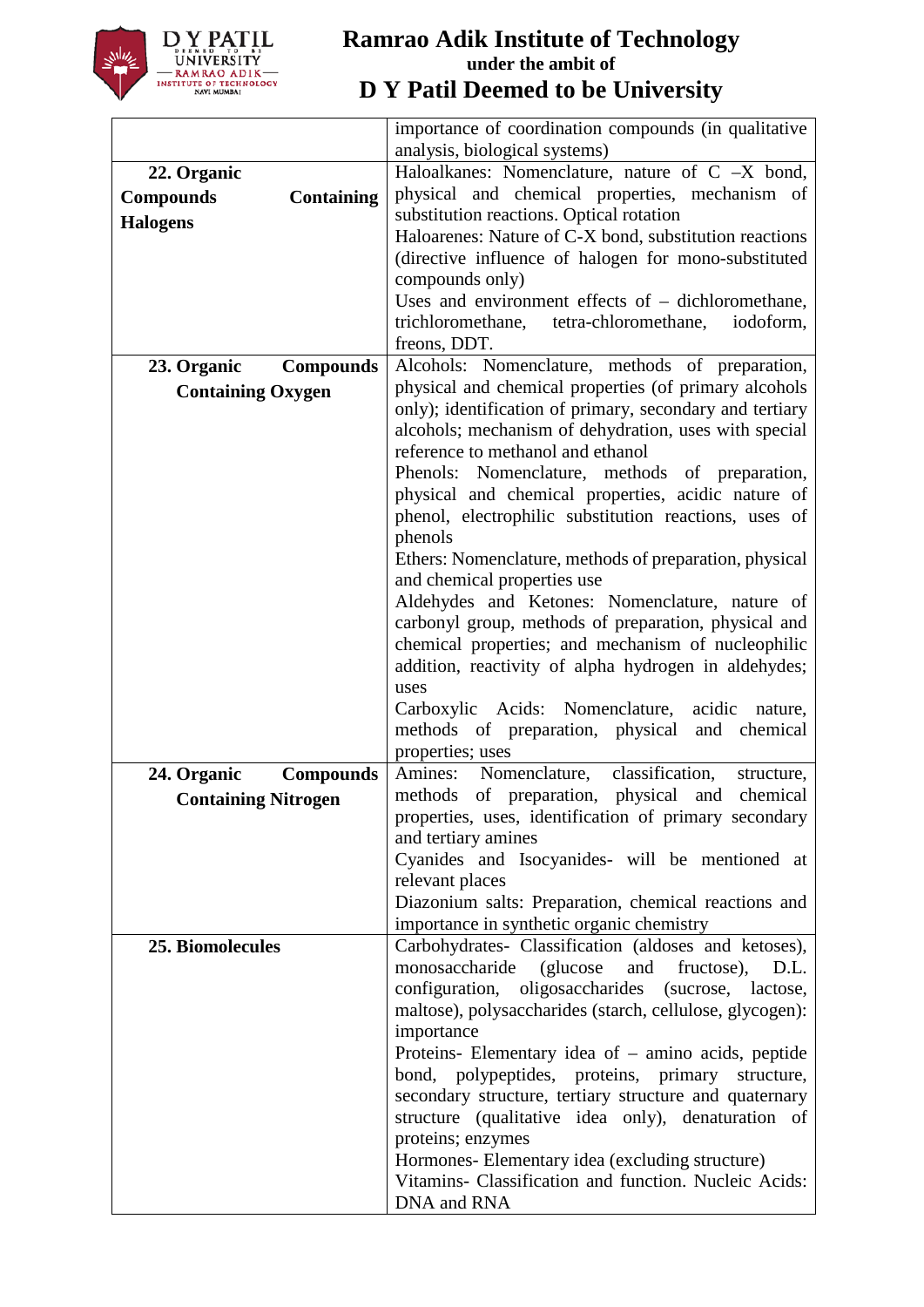| | |
|---|---|
| | importance of coordination compounds (in qualitative analysis, biological systems) |
| **22. Organic Compounds Containing Halogens** | Haloalkanes: Nomenclature, nature of C –X bond, physical and chemical properties, mechanism of substitution reactions. Optical rotation<br>Haloarenes: Nature of C-X bond, substitution reactions (directive influence of halogen for mono-substituted compounds only)<br>Uses and environment effects of – dichloromethane, trichloromethane, tetra-chloromethane, iodoform, freons, DDT. |
| **23. Organic Compounds Containing Oxygen** | Alcohols: Nomenclature, methods of preparation, physical and chemical properties (of primary alcohols only); identification of primary, secondary and tertiary alcohols; mechanism of dehydration, uses with special reference to methanol and ethanol<br>Phenols: Nomenclature, methods of preparation, physical and chemical properties, acidic nature of phenol, electrophilic substitution reactions, uses of phenols<br>Ethers: Nomenclature, methods of preparation, physical and chemical properties use<br>Aldehydes and Ketones: Nomenclature, nature of carbonyl group, methods of preparation, physical and chemical properties; and mechanism of nucleophilic addition, reactivity of alpha hydrogen in aldehydes; uses<br>Carboxylic Acids: Nomenclature, acidic nature, methods of preparation, physical and chemical properties; uses |
| **24. Organic Compounds Containing Nitrogen** | Amines: Nomenclature, classification, structure, methods of preparation, physical and chemical properties, uses, identification of primary secondary and tertiary amines<br>Cyanides and Isocyanides- will be mentioned at relevant places<br>Diazonium salts: Preparation, chemical reactions and importance in synthetic organic chemistry |
| **25. Biomolecules** | Carbohydrates- Classification (aldoses and ketoses), monosaccharide (glucose and fructose), D.L. configuration, oligosaccharides (sucrose, lactose, maltose), polysaccharides (starch, cellulose, glycogen): importance<br>Proteins- Elementary idea of – amino acids, peptide bond, polypeptides, proteins, primary structure, secondary structure, tertiary structure and quaternary structure (qualitative idea only), denaturation of proteins; enzymes<br>Hormones- Elementary idea (excluding structure)<br>Vitamins- Classification and function. Nucleic Acids: DNA and RNA |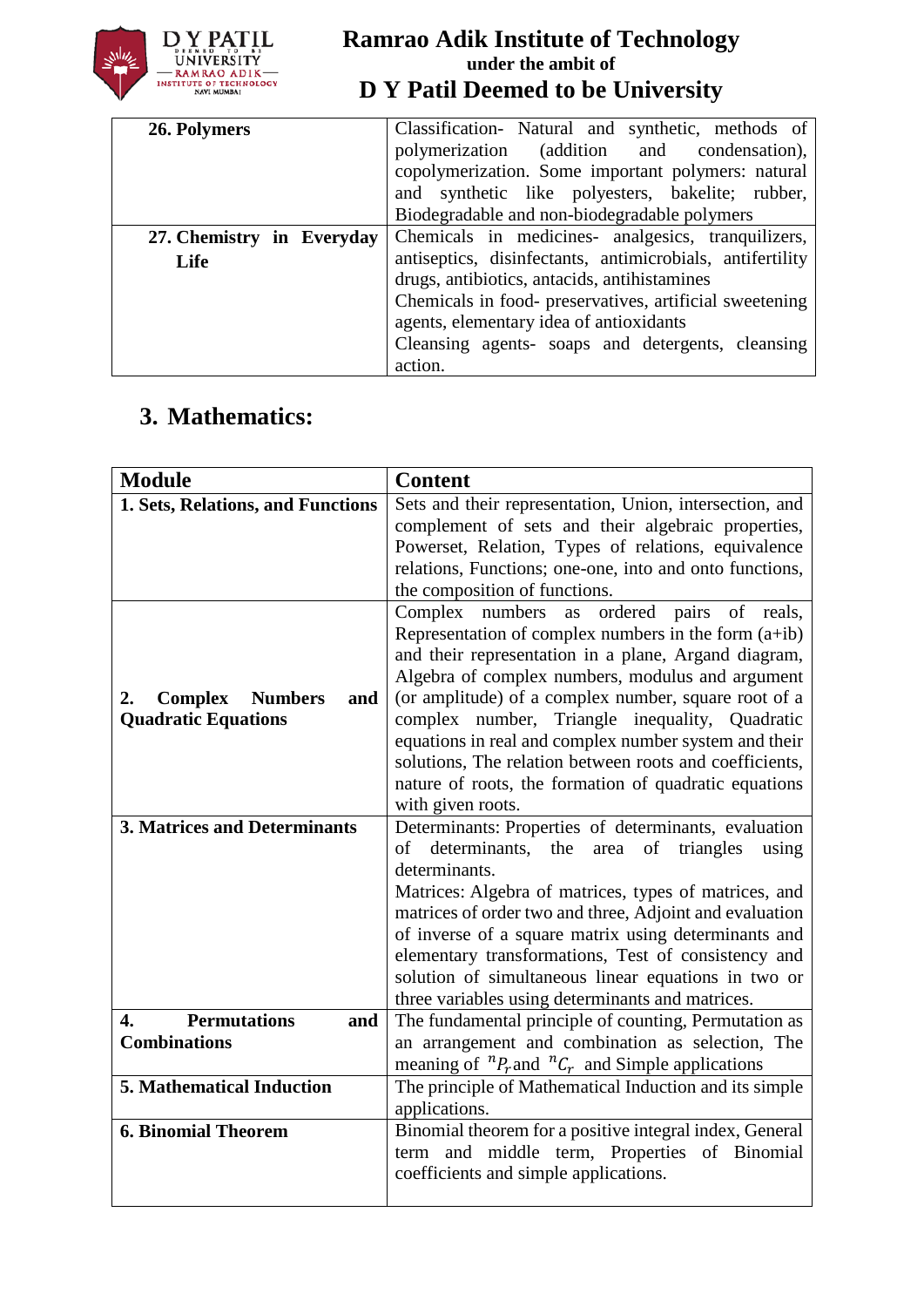| | |
|---|---|
| **26. Polymers** | Classification- Natural and synthetic, methods of polymerization (addition and condensation), copolymerization. Some important polymers: natural and synthetic like polyesters, bakelite; rubber, Biodegradable and non-biodegradable polymers |
| **27. Chemistry in Everyday Life** | Chemicals in medicines- analgesics, tranquilizers, antiseptics, disinfectants, antimicrobials, antifertility drugs, antibiotics, antacids, antihistamines<br>Chemicals in food- preservatives, artificial sweetening agents, elementary idea of antioxidants<br>Cleansing agents- soaps and detergents, cleansing action. |

## 3. Mathematics:

| **Module** | **Content** |
|---|---|
| **1. Sets, Relations, and Functions** | Sets and their representation, Union, intersection, and complement of sets and their algebraic properties, Powerset, Relation, Types of relations, equivalence relations, Functions; one-one, into and onto functions, the composition of functions. |
| **2. Complex Numbers and Quadratic Equations** | Complex numbers as ordered pairs of reals, Representation of complex numbers in the form (a+ib) and their representation in a plane, Argand diagram, Algebra of complex numbers, modulus and argument (or amplitude) of a complex number, square root of a complex number, Triangle inequality, Quadratic equations in real and complex number system and their solutions, The relation between roots and coefficients, nature of roots, the formation of quadratic equations with given roots. |
| **3. Matrices and Determinants** | Determinants: Properties of determinants, evaluation of determinants, the area of triangles using determinants.<br>Matrices: Algebra of matrices, types of matrices, and matrices of order two and three, Adjoint and evaluation of inverse of a square matrix using determinants and elementary transformations, Test of consistency and solution of simultaneous linear equations in two or three variables using determinants and matrices. |
| **4. Permutations and Combinations** | The fundamental principle of counting, Permutation as an arrangement and combination as selection, The meaning of ${}^{n}P_{r}$ and ${}^{n}C_{r}$ and Simple applications |
| **5. Mathematical Induction** | The principle of Mathematical Induction and its simple applications. |
| **6. Binomial Theorem** | Binomial theorem for a positive integral index, General term and middle term, Properties of Binomial coefficients and simple applications. |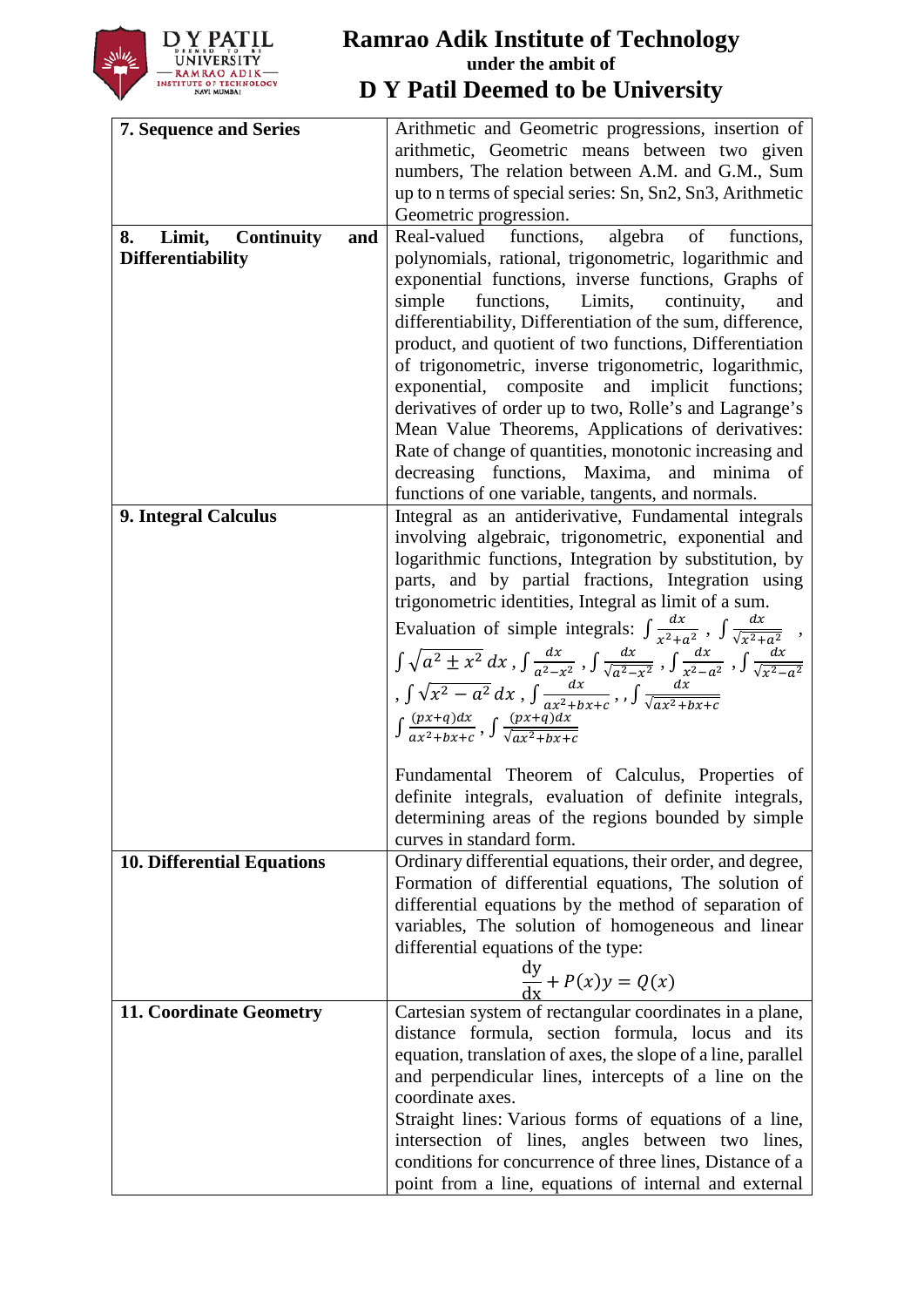| | |
|---|---|
| **7. Sequence and Series** | Arithmetic and Geometric progressions, insertion of arithmetic, Geometric means between two given numbers, The relation between A.M. and G.M., Sum up to n terms of special series: Sn, Sn2, Sn3, Arithmetic Geometric progression. |
| **8. Limit, Continuity and Differentiability** | Real-valued functions, algebra of functions, polynomials, rational, trigonometric, logarithmic and exponential functions, inverse functions, Graphs of simple functions, Limits, continuity, and differentiability, Differentiation of the sum, difference, product, and quotient of two functions, Differentiation of trigonometric, inverse trigonometric, logarithmic, exponential, composite and implicit functions; derivatives of order up to two, Rolle's and Lagrange's Mean Value Theorems, Applications of derivatives: Rate of change of quantities, monotonic increasing and decreasing functions, Maxima, and minima of functions of one variable, tangents, and normals. |
| **9. Integral Calculus** | Integral as an antiderivative, Fundamental integrals involving algebraic, trigonometric, exponential and logarithmic functions, Integration by substitution, by parts, and by partial fractions, Integration using trigonometric identities, Integral as limit of a sum. Evaluation of simple integrals: $\int \frac{dx}{x^2+a^2}$ , $\int \frac{dx}{\sqrt{x^2+a^2}}$ , $\int \sqrt{a^2 \pm x^2}\, dx$ , $\int \frac{dx}{a^2-x^2}$ , $\int \frac{dx}{\sqrt{a^2-x^2}}$ , $\int \frac{dx}{x^2-a^2}$ , $\int \frac{dx}{\sqrt{x^2-a^2}}$ , $\int \sqrt{x^2-a^2}\, dx$ , $\int \frac{dx}{ax^2+bx+c}$ , , $\int \frac{dx}{\sqrt{ax^2+bx+c}}$ $\int \frac{(px+q)dx}{ax^2+bx+c}$ , $\int \frac{(px+q)dx}{\sqrt{ax^2+bx+c}}$ <br><br> Fundamental Theorem of Calculus, Properties of definite integrals, evaluation of definite integrals, determining areas of the regions bounded by simple curves in standard form. |
| **10. Differential Equations** | Ordinary differential equations, their order, and degree, Formation of differential equations, The solution of differential equations by the method of separation of variables, The solution of homogeneous and linear differential equations of the type: $$\frac{dy}{dx} + P(x)y = Q(x)$$ |
| **11. Coordinate Geometry** | Cartesian system of rectangular coordinates in a plane, distance formula, section formula, locus and its equation, translation of axes, the slope of a line, parallel and perpendicular lines, intercepts of a line on the coordinate axes. <br>Straight lines: Various forms of equations of a line, intersection of lines, angles between two lines, conditions for concurrence of three lines, Distance of a point from a line, equations of internal and external |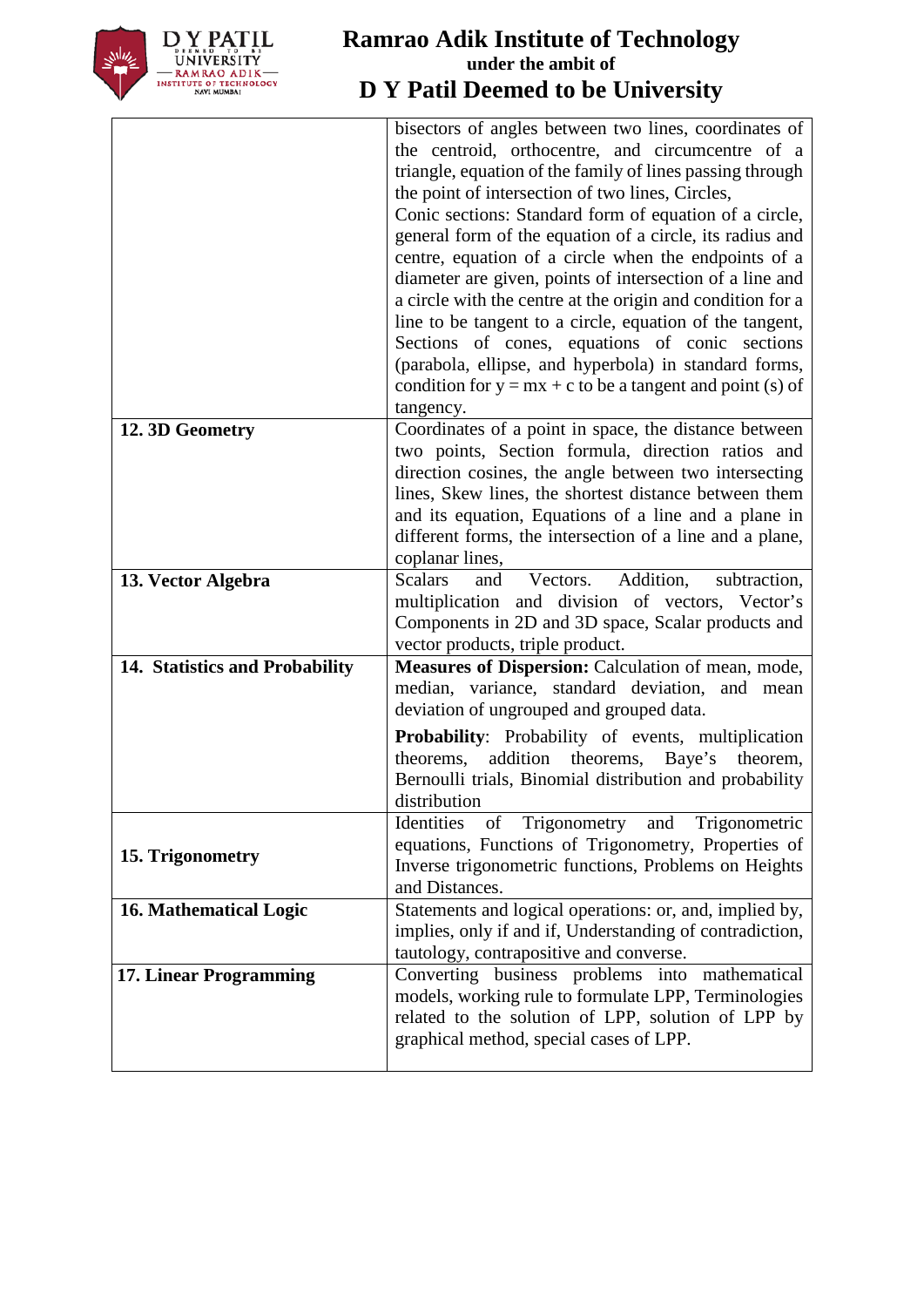| | |
|---|---|
| | bisectors of angles between two lines, coordinates of the centroid, orthocentre, and circumcentre of a triangle, equation of the family of lines passing through the point of intersection of two lines, Circles, Conic sections: Standard form of equation of a circle, general form of the equation of a circle, its radius and centre, equation of a circle when the endpoints of a diameter are given, points of intersection of a line and a circle with the centre at the origin and condition for a line to be tangent to a circle, equation of the tangent, Sections of cones, equations of conic sections (parabola, ellipse, and hyperbola) in standard forms, condition for $y = mx + c$ to be a tangent and point (s) of tangency. |
| **12. 3D Geometry** | Coordinates of a point in space, the distance between two points, Section formula, direction ratios and direction cosines, the angle between two intersecting lines, Skew lines, the shortest distance between them and its equation, Equations of a line and a plane in different forms, the intersection of a line and a plane, coplanar lines, |
| **13. Vector Algebra** | Scalars and Vectors. Addition, subtraction, multiplication and division of vectors, Vector's Components in 2D and 3D space, Scalar products and vector products, triple product. |
| **14. Statistics and Probability** | **Measures of Dispersion:** Calculation of mean, mode, median, variance, standard deviation, and mean deviation of ungrouped and grouped data. **Probability**: Probability of events, multiplication theorems, addition theorems, Baye's theorem, Bernoulli trials, Binomial distribution and probability distribution |
| **15. Trigonometry** | Identities of Trigonometry and Trigonometric equations, Functions of Trigonometry, Properties of Inverse trigonometric functions, Problems on Heights and Distances. |
| **16. Mathematical Logic** | Statements and logical operations: or, and, implied by, implies, only if and if, Understanding of contradiction, tautology, contrapositive and converse. |
| **17. Linear Programming** | Converting business problems into mathematical models, working rule to formulate LPP, Terminologies related to the solution of LPP, solution of LPP by graphical method, special cases of LPP. |